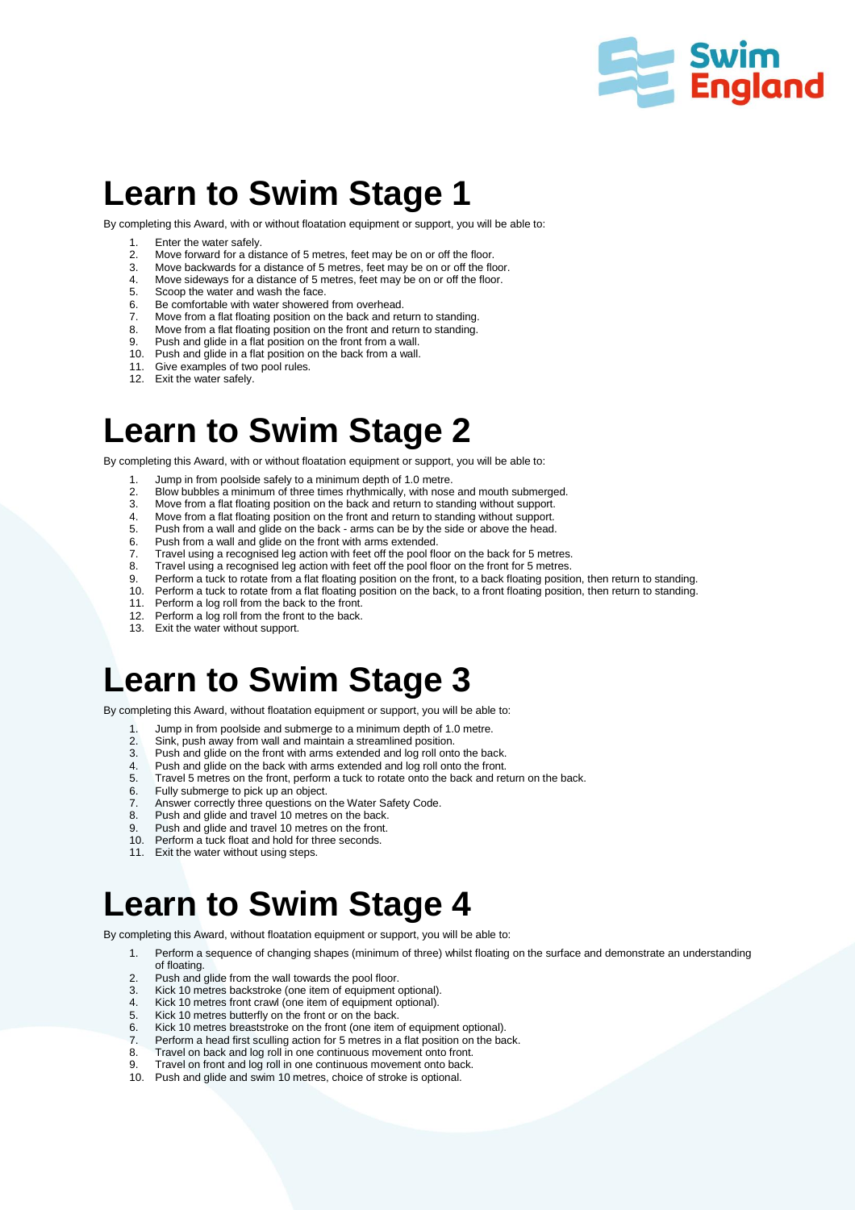# Learn to Swim Stage 1

By completing this Award, with or without floatation equipment or support, you will be able to:

1. Enter the water safely.
2. Move forward for a distance of 5 metres, feet may be on or off the floor.
3. Move backwards for a distance of 5 metres, feet may be on or off the floor.
4. Move sideways for a distance of 5 metres, feet may be on or off the floor.
5. Scoop the water and wash the face.
6. Be comfortable with water showered from overhead.
7. Move from a flat floating position on the back and return to standing.
8. Move from a flat floating position on the front and return to standing.
9. Push and glide in a flat position on the front from a wall.
10. Push and glide in a flat position on the back from a wall.
11. Give examples of two pool rules.
12. Exit the water safely.

# Learn to Swim Stage 2

By completing this Award, with or without floatation equipment or support, you will be able to:

1. Jump in from poolside safely to a minimum depth of 1.0 metre.
2. Blow bubbles a minimum of three times rhythmically, with nose and mouth submerged.
3. Move from a flat floating position on the back and return to standing without support.
4. Move from a flat floating position on the front and return to standing without support.
5. Push from a wall and glide on the back - arms can be by the side or above the head.
6. Push from a wall and glide on the front with arms extended.
7. Travel using a recognised leg action with feet off the pool floor on the back for 5 metres.
8. Travel using a recognised leg action with feet off the pool floor on the front for 5 metres.
9. Perform a tuck to rotate from a flat floating position on the front, to a back floating position, then return to standing.
10. Perform a tuck to rotate from a flat floating position on the back, to a front floating position, then return to standing.
11. Perform a log roll from the back to the front.
12. Perform a log roll from the front to the back.
13. Exit the water without support.

# Learn to Swim Stage 3

By completing this Award, without floatation equipment or support, you will be able to:

1. Jump in from poolside and submerge to a minimum depth of 1.0 metre.
2. Sink, push away from wall and maintain a streamlined position.
3. Push and glide on the front with arms extended and log roll onto the back.
4. Push and glide on the back with arms extended and log roll onto the front.
5. Travel 5 metres on the front, perform a tuck to rotate onto the back and return on the back.
6. Fully submerge to pick up an object.
7. Answer correctly three questions on the Water Safety Code.
8. Push and glide and travel 10 metres on the back.
9. Push and glide and travel 10 metres on the front.
10. Perform a tuck float and hold for three seconds.
11. Exit the water without using steps.

# Learn to Swim Stage 4

By completing this Award, without floatation equipment or support, you will be able to:

1. Perform a sequence of changing shapes (minimum of three) whilst floating on the surface and demonstrate an understanding of floating.
2. Push and glide from the wall towards the pool floor.
3. Kick 10 metres backstroke (one item of equipment optional).
4. Kick 10 metres front crawl (one item of equipment optional).
5. Kick 10 metres butterfly on the front or on the back.
6. Kick 10 metres breaststroke on the front (one item of equipment optional).
7. Perform a head first sculling action for 5 metres in a flat position on the back.
8. Travel on back and log roll in one continuous movement onto front.
9. Travel on front and log roll in one continuous movement onto back.
10. Push and glide and swim 10 metres, choice of stroke is optional.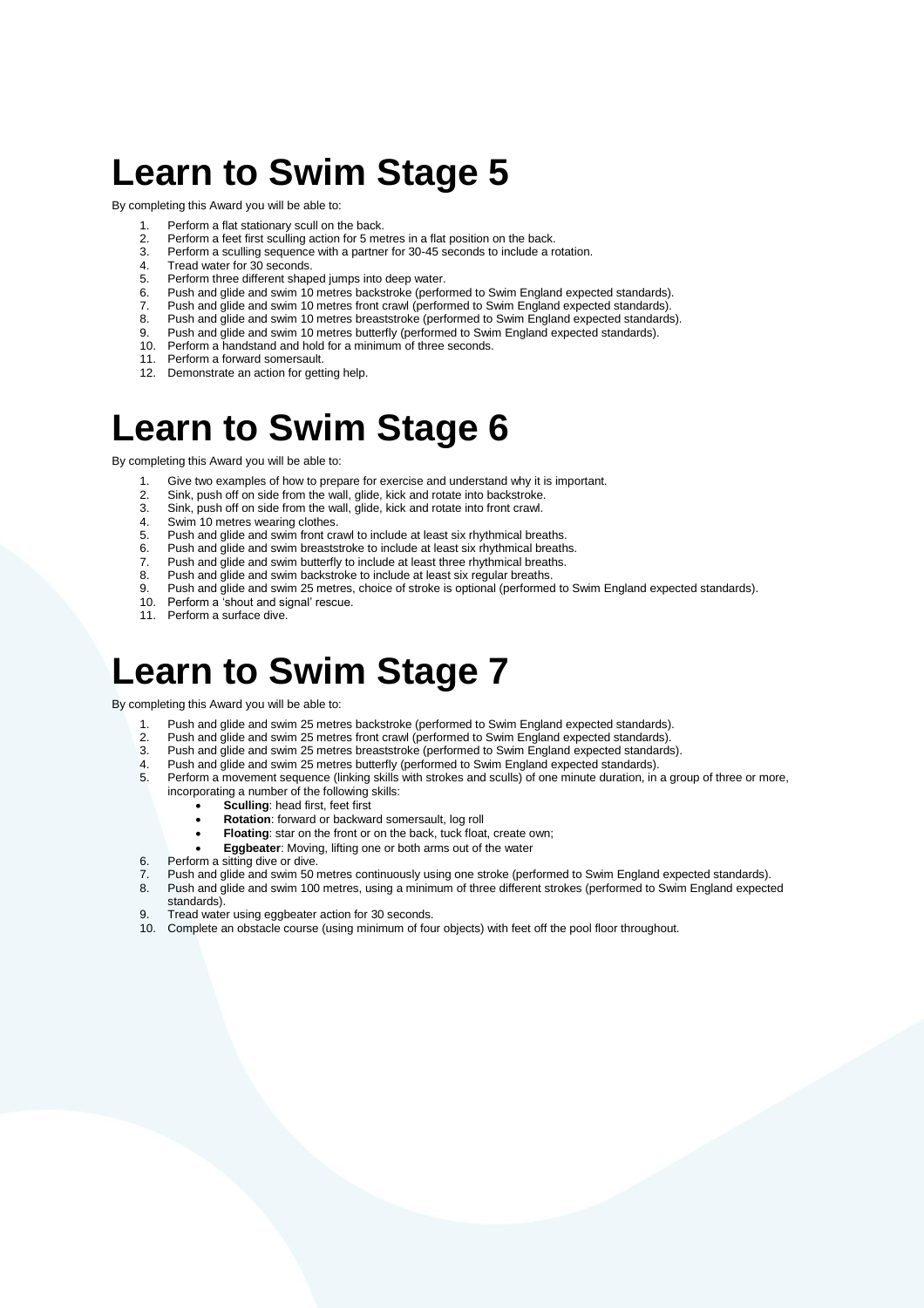# Learn to Swim Stage 5

By completing this Award you will be able to:

1. Perform a flat stationary scull on the back.
2. Perform a feet first sculling action for 5 metres in a flat position on the back.
3. Perform a sculling sequence with a partner for 30-45 seconds to include a rotation.
4. Tread water for 30 seconds.
5. Perform three different shaped jumps into deep water.
6. Push and glide and swim 10 metres backstroke (performed to Swim England expected standards).
7. Push and glide and swim 10 metres front crawl (performed to Swim England expected standards).
8. Push and glide and swim 10 metres breaststroke (performed to Swim England expected standards).
9. Push and glide and swim 10 metres butterfly (performed to Swim England expected standards).
10. Perform a handstand and hold for a minimum of three seconds.
11. Perform a forward somersault.
12. Demonstrate an action for getting help.

# Learn to Swim Stage 6

By completing this Award you will be able to:

1. Give two examples of how to prepare for exercise and understand why it is important.
2. Sink, push off on side from the wall, glide, kick and rotate into backstroke.
3. Sink, push off on side from the wall, glide, kick and rotate into front crawl.
4. Swim 10 metres wearing clothes.
5. Push and glide and swim front crawl to include at least six rhythmical breaths.
6. Push and glide and swim breaststroke to include at least six rhythmical breaths.
7. Push and glide and swim butterfly to include at least three rhythmical breaths.
8. Push and glide and swim backstroke to include at least six regular breaths.
9. Push and glide and swim 25 metres, choice of stroke is optional (performed to Swim England expected standards).
10. Perform a 'shout and signal' rescue.
11. Perform a surface dive.

# Learn to Swim Stage 7

By completing this Award you will be able to:

1. Push and glide and swim 25 metres backstroke (performed to Swim England expected standards).
2. Push and glide and swim 25 metres front crawl (performed to Swim England expected standards).
3. Push and glide and swim 25 metres breaststroke (performed to Swim England expected standards).
4. Push and glide and swim 25 metres butterfly (performed to Swim England expected standards).
5. Perform a movement sequence (linking skills with strokes and sculls) of one minute duration, in a group of three or more, incorporating a number of the following skills:
   - **Sculling**: head first, feet first
   - **Rotation**: forward or backward somersault, log roll
   - **Floating**: star on the front or on the back, tuck float, create own;
   - **Eggbeater**: Moving, lifting one or both arms out of the water
6. Perform a sitting dive or dive.
7. Push and glide and swim 50 metres continuously using one stroke (performed to Swim England expected standards).
8. Push and glide and swim 100 metres, using a minimum of three different strokes (performed to Swim England expected standards).
9. Tread water using eggbeater action for 30 seconds.
10. Complete an obstacle course (using minimum of four objects) with feet off the pool floor throughout.